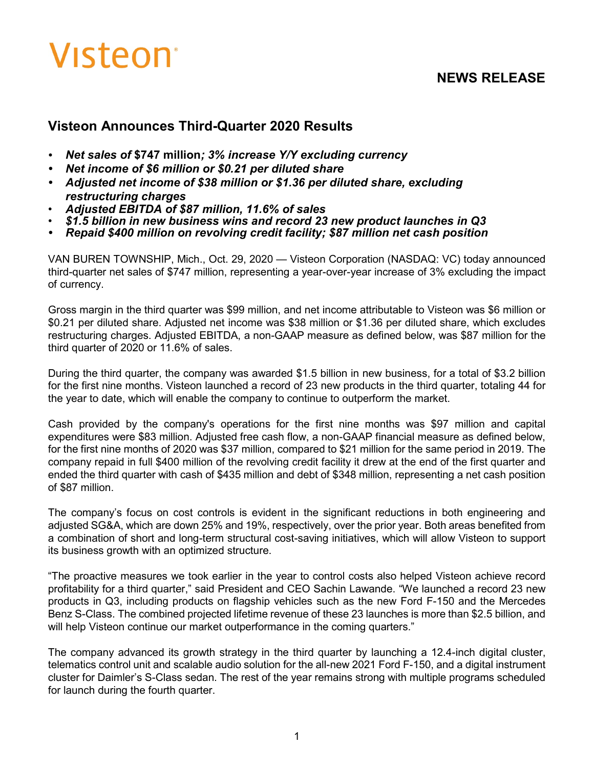Visteon

## NEWS RELEASE

# Visteon Announces Third-Quarter 2020 Results

- ***Net sales of* $747 million*; 3% increase Y/Y excluding currency***
- ***Net income of $6 million or $0.21 per diluted share***
- ***Adjusted net income of $38 million or $1.36 per diluted share, excluding restructuring charges***
- ***Adjusted EBITDA of $87 million, 11.6% of sales***
- ***$1.5 billion in new business wins and record 23 new product launches in Q3***
- ***Repaid $400 million on revolving credit facility; $87 million net cash position***

VAN BUREN TOWNSHIP, Mich., Oct. 29, 2020 — Visteon Corporation (NASDAQ: VC) today announced third-quarter net sales of $747 million, representing a year-over-year increase of 3% excluding the impact of currency.

Gross margin in the third quarter was $99 million, and net income attributable to Visteon was $6 million or $0.21 per diluted share. Adjusted net income was $38 million or $1.36 per diluted share, which excludes restructuring charges. Adjusted EBITDA, a non-GAAP measure as defined below, was $87 million for the third quarter of 2020 or 11.6% of sales.

During the third quarter, the company was awarded $1.5 billion in new business, for a total of $3.2 billion for the first nine months. Visteon launched a record of 23 new products in the third quarter, totaling 44 for the year to date, which will enable the company to continue to outperform the market.

Cash provided by the company's operations for the first nine months was $97 million and capital expenditures were $83 million. Adjusted free cash flow, a non-GAAP financial measure as defined below, for the first nine months of 2020 was $37 million, compared to $21 million for the same period in 2019. The company repaid in full $400 million of the revolving credit facility it drew at the end of the first quarter and ended the third quarter with cash of $435 million and debt of $348 million, representing a net cash position of $87 million.

The company's focus on cost controls is evident in the significant reductions in both engineering and adjusted SG&A, which are down 25% and 19%, respectively, over the prior year. Both areas benefited from a combination of short and long-term structural cost-saving initiatives, which will allow Visteon to support its business growth with an optimized structure.

"The proactive measures we took earlier in the year to control costs also helped Visteon achieve record profitability for a third quarter," said President and CEO Sachin Lawande. "We launched a record 23 new products in Q3, including products on flagship vehicles such as the new Ford F-150 and the Mercedes Benz S-Class. The combined projected lifetime revenue of these 23 launches is more than $2.5 billion, and will help Visteon continue our market outperformance in the coming quarters."

The company advanced its growth strategy in the third quarter by launching a 12.4-inch digital cluster, telematics control unit and scalable audio solution for the all-new 2021 Ford F-150, and a digital instrument cluster for Daimler's S-Class sedan. The rest of the year remains strong with multiple programs scheduled for launch during the fourth quarter.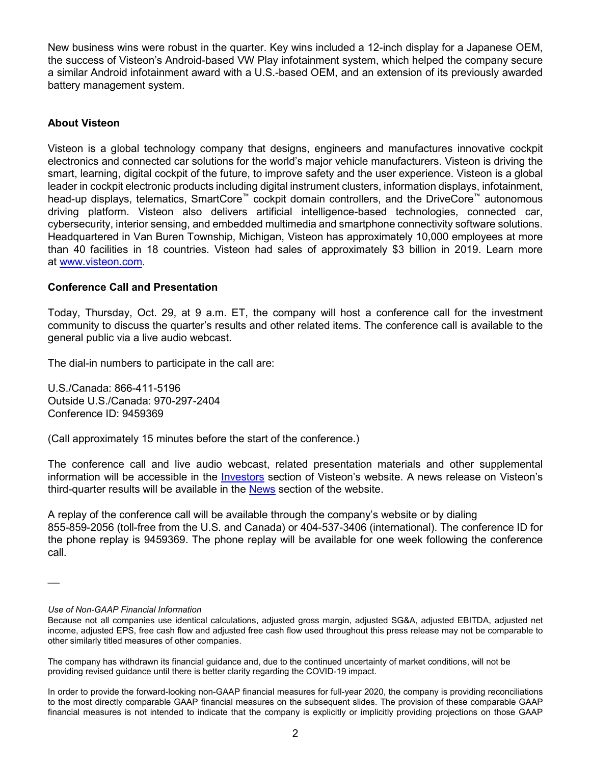New business wins were robust in the quarter. Key wins included a 12-inch display for a Japanese OEM, the success of Visteon's Android-based VW Play infotainment system, which helped the company secure a similar Android infotainment award with a U.S.-based OEM, and an extension of its previously awarded battery management system.

**About Visteon**

Visteon is a global technology company that designs, engineers and manufactures innovative cockpit electronics and connected car solutions for the world's major vehicle manufacturers. Visteon is driving the smart, learning, digital cockpit of the future, to improve safety and the user experience. Visteon is a global leader in cockpit electronic products including digital instrument clusters, information displays, infotainment, head-up displays, telematics, SmartCore™ cockpit domain controllers, and the DriveCore™ autonomous driving platform. Visteon also delivers artificial intelligence-based technologies, connected car, cybersecurity, interior sensing, and embedded multimedia and smartphone connectivity software solutions. Headquartered in Van Buren Township, Michigan, Visteon has approximately 10,000 employees at more than 40 facilities in 18 countries. Visteon had sales of approximately $3 billion in 2019. Learn more at [www.visteon.com](www.visteon.com).

**Conference Call and Presentation**

Today, Thursday, Oct. 29, at 9 a.m. ET, the company will host a conference call for the investment community to discuss the quarter's results and other related items. The conference call is available to the general public via a live audio webcast.

The dial-in numbers to participate in the call are:

U.S./Canada: 866-411-5196
Outside U.S./Canada: 970-297-2404
Conference ID: 9459369

(Call approximately 15 minutes before the start of the conference.)

The conference call and live audio webcast, related presentation materials and other supplemental information will be accessible in the Investors section of Visteon's website. A news release on Visteon's third-quarter results will be available in the News section of the website.

A replay of the conference call will be available through the company's website or by dialing 855-859-2056 (toll-free from the U.S. and Canada) or 404-537-3406 (international). The conference ID for the phone replay is 9459369. The phone replay will be available for one week following the conference call.

—

*Use of Non-GAAP Financial Information*

Because not all companies use identical calculations, adjusted gross margin, adjusted SG&A, adjusted EBITDA, adjusted net income, adjusted EPS, free cash flow and adjusted free cash flow used throughout this press release may not be comparable to other similarly titled measures of other companies.

The company has withdrawn its financial guidance and, due to the continued uncertainty of market conditions, will not be providing revised guidance until there is better clarity regarding the COVID-19 impact.

In order to provide the forward-looking non-GAAP financial measures for full-year 2020, the company is providing reconciliations to the most directly comparable GAAP financial measures on the subsequent slides. The provision of these comparable GAAP financial measures is not intended to indicate that the company is explicitly or implicitly providing projections on those GAAP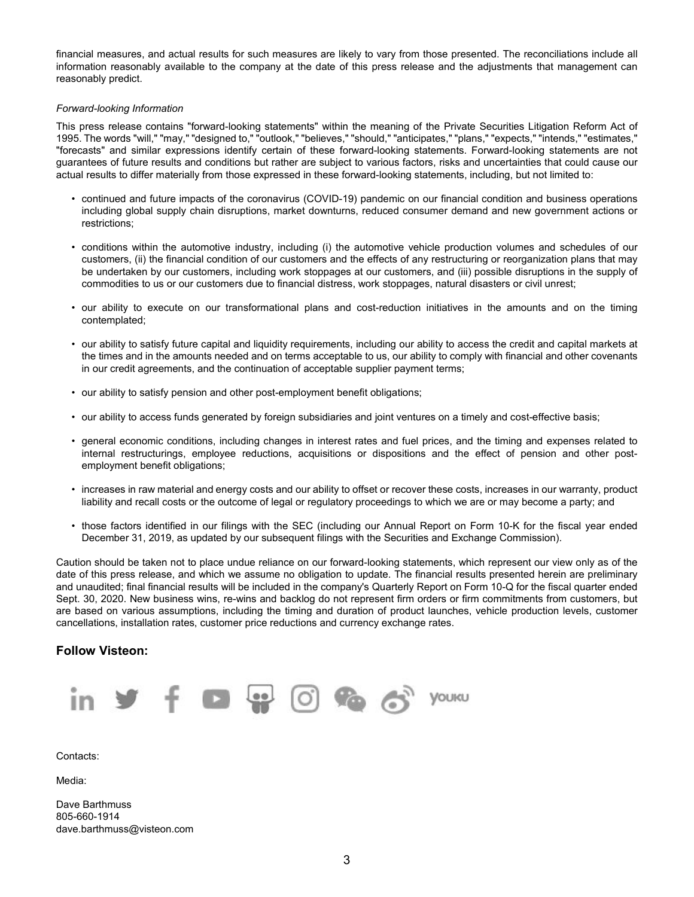financial measures, and actual results for such measures are likely to vary from those presented. The reconciliations include all information reasonably available to the company at the date of this press release and the adjustments that management can reasonably predict.

*Forward-looking Information*

This press release contains "forward-looking statements" within the meaning of the Private Securities Litigation Reform Act of 1995. The words "will," "may," "designed to," "outlook," "believes," "should," "anticipates," "plans," "expects," "intends," "estimates," "forecasts" and similar expressions identify certain of these forward-looking statements. Forward-looking statements are not guarantees of future results and conditions but rather are subject to various factors, risks and uncertainties that could cause our actual results to differ materially from those expressed in these forward-looking statements, including, but not limited to:

- continued and future impacts of the coronavirus (COVID-19) pandemic on our financial condition and business operations including global supply chain disruptions, market downturns, reduced consumer demand and new government actions or restrictions;
- conditions within the automotive industry, including (i) the automotive vehicle production volumes and schedules of our customers, (ii) the financial condition of our customers and the effects of any restructuring or reorganization plans that may be undertaken by our customers, including work stoppages at our customers, and (iii) possible disruptions in the supply of commodities to us or our customers due to financial distress, work stoppages, natural disasters or civil unrest;
- our ability to execute on our transformational plans and cost-reduction initiatives in the amounts and on the timing contemplated;
- our ability to satisfy future capital and liquidity requirements, including our ability to access the credit and capital markets at the times and in the amounts needed and on terms acceptable to us, our ability to comply with financial and other covenants in our credit agreements, and the continuation of acceptable supplier payment terms;
- our ability to satisfy pension and other post-employment benefit obligations;
- our ability to access funds generated by foreign subsidiaries and joint ventures on a timely and cost-effective basis;
- general economic conditions, including changes in interest rates and fuel prices, and the timing and expenses related to internal restructurings, employee reductions, acquisitions or dispositions and the effect of pension and other post-employment benefit obligations;
- increases in raw material and energy costs and our ability to offset or recover these costs, increases in our warranty, product liability and recall costs or the outcome of legal or regulatory proceedings to which we are or may become a party; and
- those factors identified in our filings with the SEC (including our Annual Report on Form 10-K for the fiscal year ended December 31, 2019, as updated by our subsequent filings with the Securities and Exchange Commission).

Caution should be taken not to place undue reliance on our forward-looking statements, which represent our view only as of the date of this press release, and which we assume no obligation to update. The financial results presented herein are preliminary and unaudited; final financial results will be included in the company's Quarterly Report on Form 10-Q for the fiscal quarter ended Sept. 30, 2020. New business wins, re-wins and backlog do not represent firm orders or firm commitments from customers, but are based on various assumptions, including the timing and duration of product launches, vehicle production levels, customer cancellations, installation rates, customer price reductions and currency exchange rates.

## Follow Visteon:

Contacts:

Media:

Dave Barthmuss
805-660-1914
dave.barthmuss@visteon.com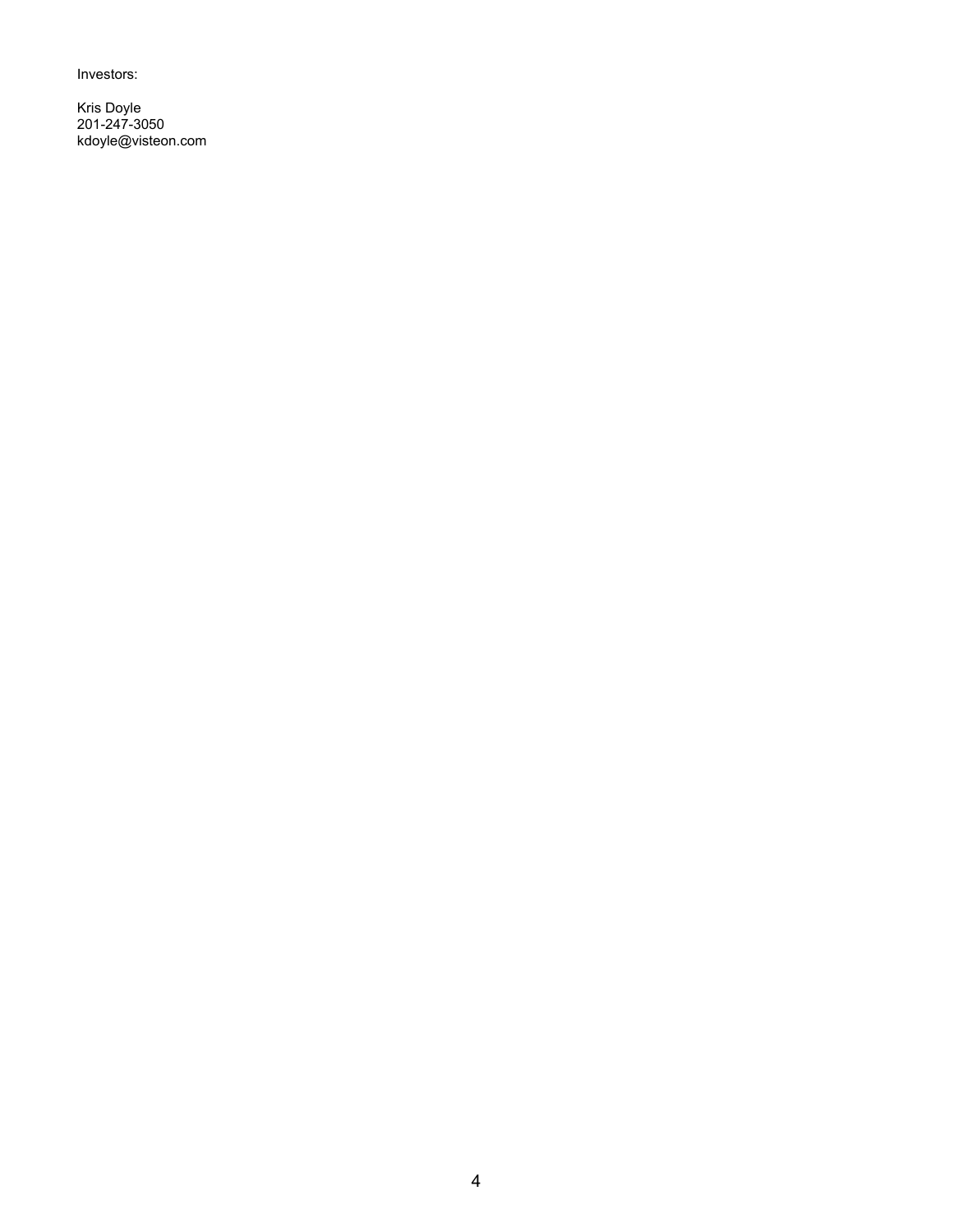Investors:

Kris Doyle
201-247-3050
kdoyle@visteon.com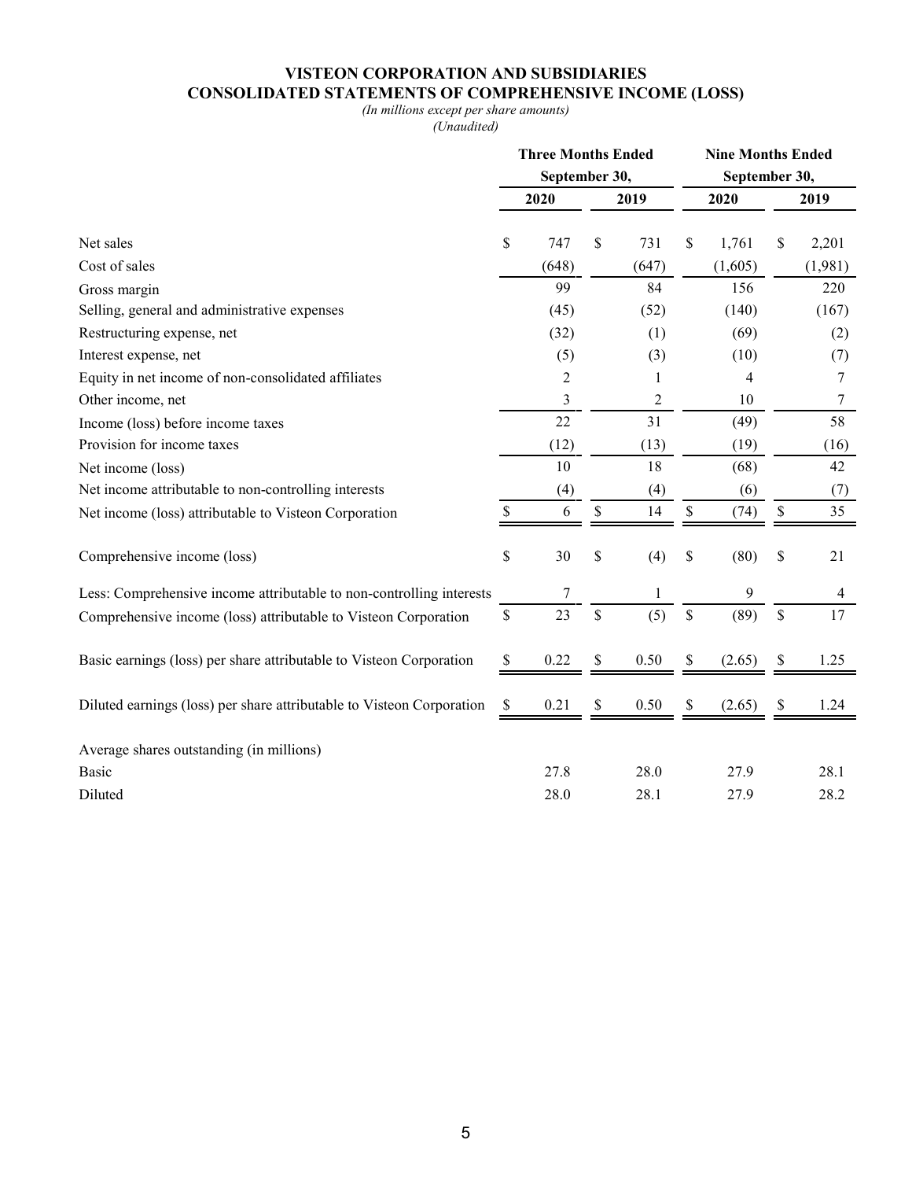# VISTEON CORPORATION AND SUBSIDIARIES
## CONSOLIDATED STATEMENTS OF COMPREHENSIVE INCOME (LOSS)

*(In millions except per share amounts)*
*(Unaudited)*

| | Three Months Ended September 30, | | Nine Months Ended September 30, | |
|---|---|---|---|---|
| | 2020 | 2019 | 2020 | 2019 |
| Net sales | $ 747 | $ 731 | $ 1,761 | $ 2,201 |
| Cost of sales | (648) | (647) | (1,605) | (1,981) |
| Gross margin | 99 | 84 | 156 | 220 |
| Selling, general and administrative expenses | (45) | (52) | (140) | (167) |
| Restructuring expense, net | (32) | (1) | (69) | (2) |
| Interest expense, net | (5) | (3) | (10) | (7) |
| Equity in net income of non-consolidated affiliates | 2 | 1 | 4 | 7 |
| Other income, net | 3 | 2 | 10 | 7 |
| Income (loss) before income taxes | 22 | 31 | (49) | 58 |
| Provision for income taxes | (12) | (13) | (19) | (16) |
| Net income (loss) | 10 | 18 | (68) | 42 |
| Net income attributable to non-controlling interests | (4) | (4) | (6) | (7) |
| Net income (loss) attributable to Visteon Corporation | $ 6 | $ 14 | $ (74) | $ 35 |
| Comprehensive income (loss) | $ 30 | $ (4) | $ (80) | $ 21 |
| Less: Comprehensive income attributable to non-controlling interests | 7 | 1 | 9 | 4 |
| Comprehensive income (loss) attributable to Visteon Corporation | $ 23 | $ (5) | $ (89) | $ 17 |
| Basic earnings (loss) per share attributable to Visteon Corporation | $ 0.22 | $ 0.50 | $ (2.65) | $ 1.25 |
| Diluted earnings (loss) per share attributable to Visteon Corporation | $ 0.21 | $ 0.50 | $ (2.65) | $ 1.24 |
| Average shares outstanding (in millions) | | | | |
| Basic | 27.8 | 28.0 | 27.9 | 28.1 |
| Diluted | 28.0 | 28.1 | 27.9 | 28.2 |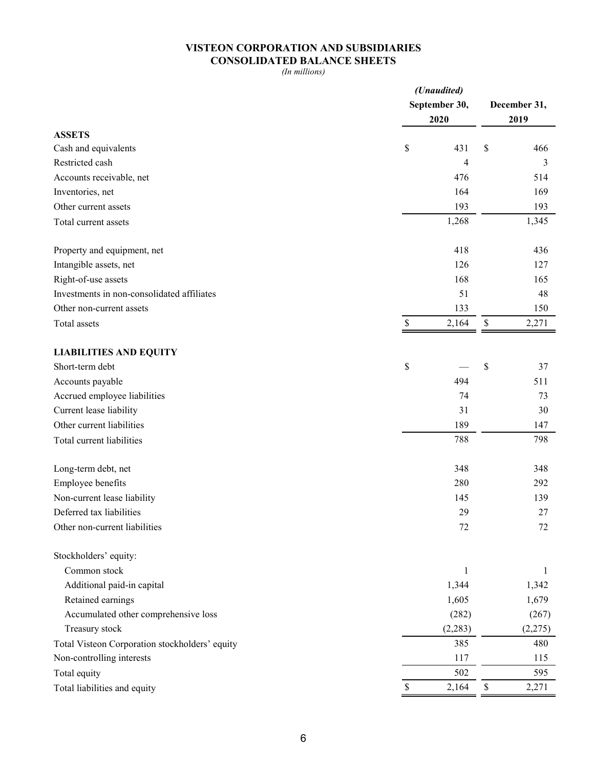# VISTEON CORPORATION AND SUBSIDIARIES
## CONSOLIDATED BALANCE SHEETS
*(In millions)*

| | *(Unaudited)* September 30, 2020 | December 31, 2019 |
|---|---|---|
| **ASSETS** | | |
| Cash and equivalents | $ 431 | $ 466 |
| Restricted cash | 4 | 3 |
| Accounts receivable, net | 476 | 514 |
| Inventories, net | 164 | 169 |
| Other current assets | 193 | 193 |
| Total current assets | 1,268 | 1,345 |
| | | |
| Property and equipment, net | 418 | 436 |
| Intangible assets, net | 126 | 127 |
| Right-of-use assets | 168 | 165 |
| Investments in non-consolidated affiliates | 51 | 48 |
| Other non-current assets | 133 | 150 |
| Total assets | $ 2,164 | $ 2,271 |
| | | |
| **LIABILITIES AND EQUITY** | | |
| Short-term debt | $ — | $ 37 |
| Accounts payable | 494 | 511 |
| Accrued employee liabilities | 74 | 73 |
| Current lease liability | 31 | 30 |
| Other current liabilities | 189 | 147 |
| Total current liabilities | 788 | 798 |
| | | |
| Long-term debt, net | 348 | 348 |
| Employee benefits | 280 | 292 |
| Non-current lease liability | 145 | 139 |
| Deferred tax liabilities | 29 | 27 |
| Other non-current liabilities | 72 | 72 |
| | | |
| Stockholders' equity: | | |
| Common stock | 1 | 1 |
| Additional paid-in capital | 1,344 | 1,342 |
| Retained earnings | 1,605 | 1,679 |
| Accumulated other comprehensive loss | (282) | (267) |
| Treasury stock | (2,283) | (2,275) |
| Total Visteon Corporation stockholders' equity | 385 | 480 |
| Non-controlling interests | 117 | 115 |
| Total equity | 502 | 595 |
| Total liabilities and equity | $ 2,164 | $ 2,271 |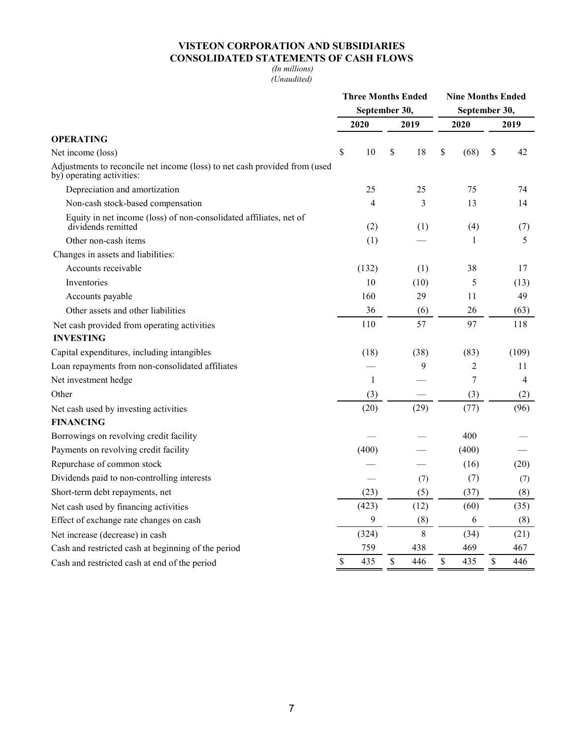# VISTEON CORPORATION AND SUBSIDIARIES
## CONSOLIDATED STATEMENTS OF CASH FLOWS

*(In millions)*
*(Unaudited)*

| | Three Months Ended September 30, | | Nine Months Ended September 30, | |
|---|---|---|---|---|
| | 2020 | 2019 | 2020 | 2019 |
| **OPERATING** | | | | |
| Net income (loss) | $ 10 | $ 18 | $ (68) | $ 42 |
| Adjustments to reconcile net income (loss) to net cash provided from (used by) operating activities: | | | | |
| Depreciation and amortization | 25 | 25 | 75 | 74 |
| Non-cash stock-based compensation | 4 | 3 | 13 | 14 |
| Equity in net income (loss) of non-consolidated affiliates, net of dividends remitted | (2) | (1) | (4) | (7) |
| Other non-cash items | (1) | — | 1 | 5 |
| Changes in assets and liabilities: | | | | |
| Accounts receivable | (132) | (1) | 38 | 17 |
| Inventories | 10 | (10) | 5 | (13) |
| Accounts payable | 160 | 29 | 11 | 49 |
| Other assets and other liabilities | 36 | (6) | 26 | (63) |
| Net cash provided from operating activities | 110 | 57 | 97 | 118 |
| **INVESTING** | | | | |
| Capital expenditures, including intangibles | (18) | (38) | (83) | (109) |
| Loan repayments from non-consolidated affiliates | — | 9 | 2 | 11 |
| Net investment hedge | 1 | — | 7 | 4 |
| Other | (3) | — | (3) | (2) |
| Net cash used by investing activities | (20) | (29) | (77) | (96) |
| **FINANCING** | | | | |
| Borrowings on revolving credit facility | — | — | 400 | — |
| Payments on revolving credit facility | (400) | — | (400) | — |
| Repurchase of common stock | — | — | (16) | (20) |
| Dividends paid to non-controlling interests | — | (7) | (7) | (7) |
| Short-term debt repayments, net | (23) | (5) | (37) | (8) |
| Net cash used by financing activities | (423) | (12) | (60) | (35) |
| Effect of exchange rate changes on cash | 9 | (8) | 6 | (8) |
| Net increase (decrease) in cash | (324) | 8 | (34) | (21) |
| Cash and restricted cash at beginning of the period | 759 | 438 | 469 | 467 |
| Cash and restricted cash at end of the period | $ 435 | $ 446 | $ 435 | $ 446 |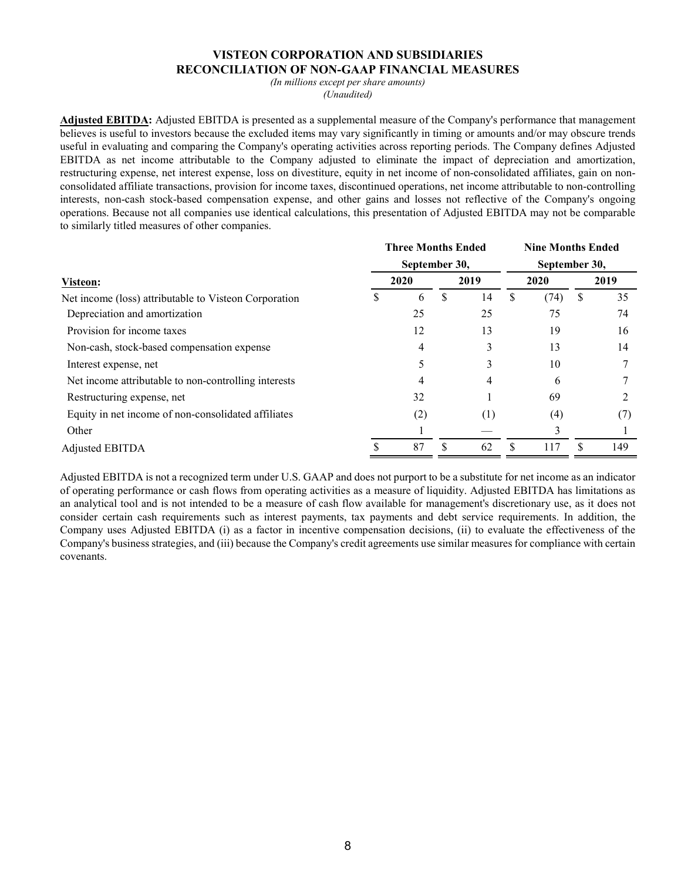# VISTEON CORPORATION AND SUBSIDIARIES
## RECONCILIATION OF NON-GAAP FINANCIAL MEASURES

*(In millions except per share amounts)*
*(Unaudited)*

**Adjusted EBITDA:** Adjusted EBITDA is presented as a supplemental measure of the Company's performance that management believes is useful to investors because the excluded items may vary significantly in timing or amounts and/or may obscure trends useful in evaluating and comparing the Company's operating activities across reporting periods. The Company defines Adjusted EBITDA as net income attributable to the Company adjusted to eliminate the impact of depreciation and amortization, restructuring expense, net interest expense, loss on divestiture, equity in net income of non-consolidated affiliates, gain on non-consolidated affiliate transactions, provision for income taxes, discontinued operations, net income attributable to non-controlling interests, non-cash stock-based compensation expense, and other gains and losses not reflective of the Company's ongoing operations. Because not all companies use identical calculations, this presentation of Adjusted EBITDA may not be comparable to similarly titled measures of other companies.

| | Three Months Ended September 30, | | Nine Months Ended September 30, | |
|---|---|---|---|---|
| **Visteon:** | **2020** | **2019** | **2020** | **2019** |
| Net income (loss) attributable to Visteon Corporation | $ 6 | $ 14 | $ (74) | $ 35 |
| Depreciation and amortization | 25 | 25 | 75 | 74 |
| Provision for income taxes | 12 | 13 | 19 | 16 |
| Non-cash, stock-based compensation expense | 4 | 3 | 13 | 14 |
| Interest expense, net | 5 | 3 | 10 | 7 |
| Net income attributable to non-controlling interests | 4 | 4 | 6 | 7 |
| Restructuring expense, net | 32 | 1 | 69 | 2 |
| Equity in net income of non-consolidated affiliates | (2) | (1) | (4) | (7) |
| Other | 1 | — | 3 | 1 |
| Adjusted EBITDA | $ 87 | $ 62 | $ 117 | $ 149 |

Adjusted EBITDA is not a recognized term under U.S. GAAP and does not purport to be a substitute for net income as an indicator of operating performance or cash flows from operating activities as a measure of liquidity. Adjusted EBITDA has limitations as an analytical tool and is not intended to be a measure of cash flow available for management's discretionary use, as it does not consider certain cash requirements such as interest payments, tax payments and debt service requirements. In addition, the Company uses Adjusted EBITDA (i) as a factor in incentive compensation decisions, (ii) to evaluate the effectiveness of the Company's business strategies, and (iii) because the Company's credit agreements use similar measures for compliance with certain covenants.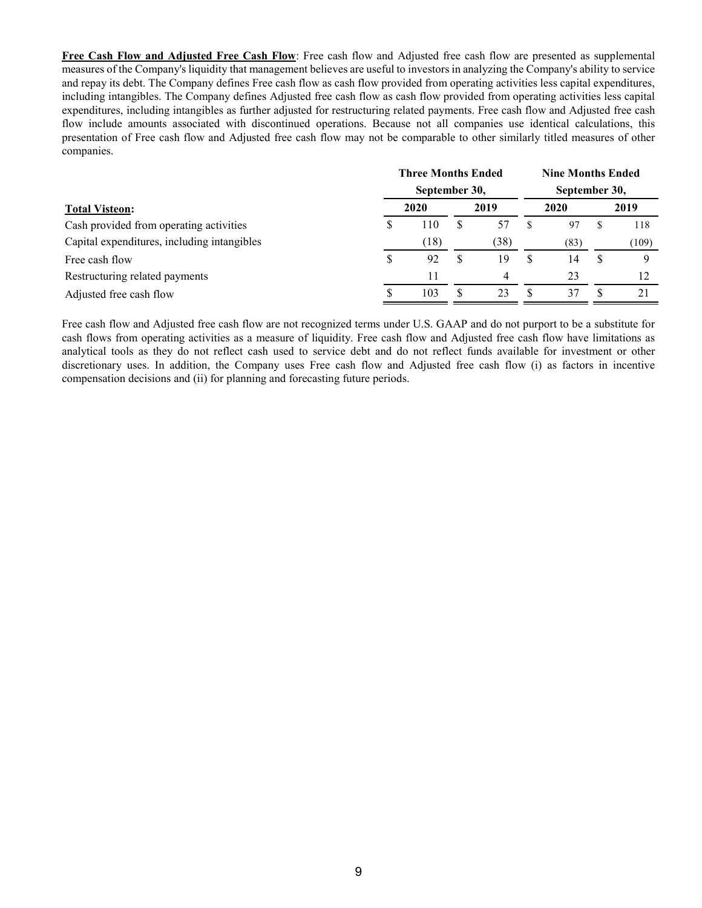**Free Cash Flow and Adjusted Free Cash Flow**: Free cash flow and Adjusted free cash flow are presented as supplemental measures of the Company's liquidity that management believes are useful to investors in analyzing the Company's ability to service and repay its debt. The Company defines Free cash flow as cash flow provided from operating activities less capital expenditures, including intangibles. The Company defines Adjusted free cash flow as cash flow provided from operating activities less capital expenditures, including intangibles as further adjusted for restructuring related payments. Free cash flow and Adjusted free cash flow include amounts associated with discontinued operations. Because not all companies use identical calculations, this presentation of Free cash flow and Adjusted free cash flow may not be comparable to other similarly titled measures of other companies.

| | Three Months Ended September 30, | | Nine Months Ended September 30, | |
|---|---|---|---|---|
| **Total Visteon:** | 2020 | 2019 | 2020 | 2019 |
| Cash provided from operating activities | $ 110 | $ 57 | $ 97 | $ 118 |
| Capital expenditures, including intangibles | (18) | (38) | (83) | (109) |
| Free cash flow | $ 92 | $ 19 | $ 14 | $ 9 |
| Restructuring related payments | 11 | 4 | 23 | 12 |
| Adjusted free cash flow | $ 103 | $ 23 | $ 37 | $ 21 |

Free cash flow and Adjusted free cash flow are not recognized terms under U.S. GAAP and do not purport to be a substitute for cash flows from operating activities as a measure of liquidity. Free cash flow and Adjusted free cash flow have limitations as analytical tools as they do not reflect cash used to service debt and do not reflect funds available for investment or other discretionary uses. In addition, the Company uses Free cash flow and Adjusted free cash flow (i) as factors in incentive compensation decisions and (ii) for planning and forecasting future periods.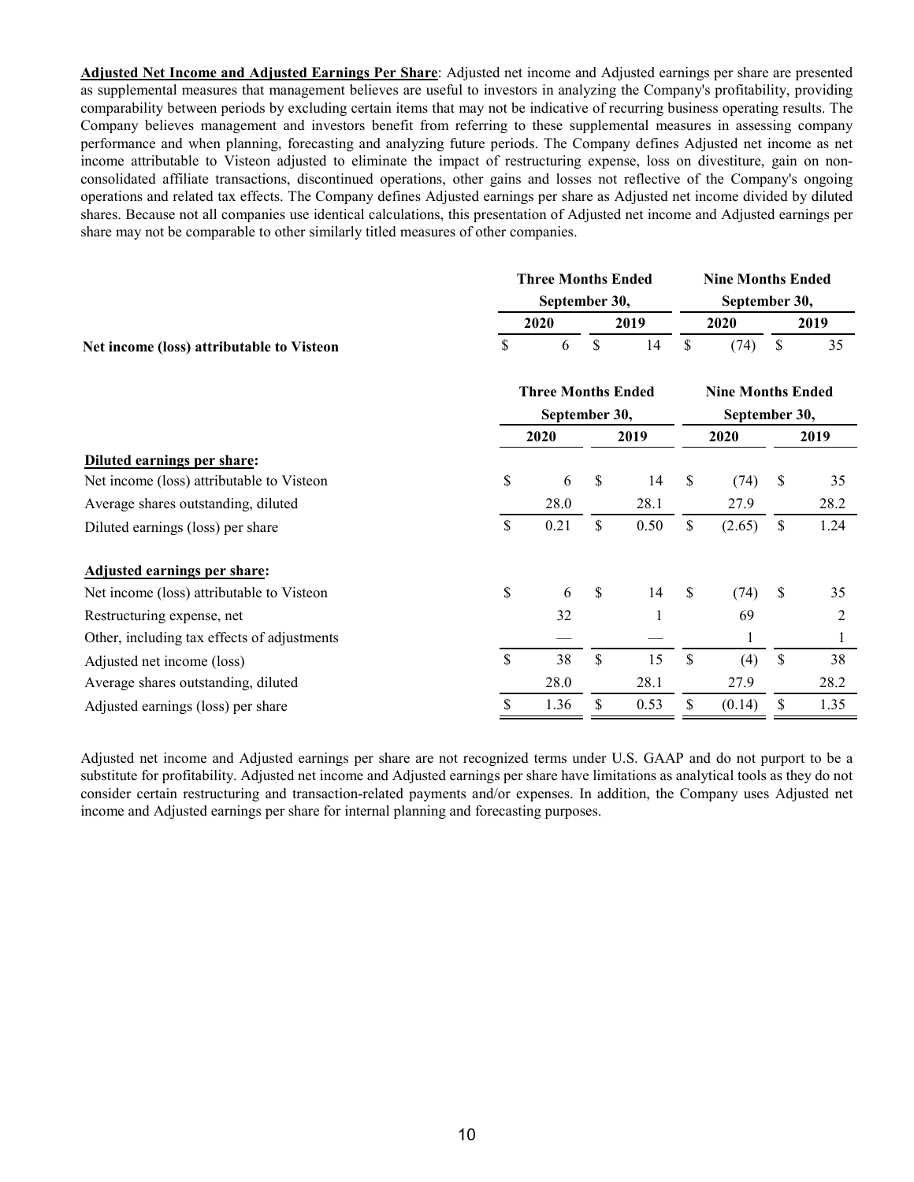**Adjusted Net Income and Adjusted Earnings Per Share**: Adjusted net income and Adjusted earnings per share are presented as supplemental measures that management believes are useful to investors in analyzing the Company's profitability, providing comparability between periods by excluding certain items that may not be indicative of recurring business operating results. The Company believes management and investors benefit from referring to these supplemental measures in assessing company performance and when planning, forecasting and analyzing future periods. The Company defines Adjusted net income as net income attributable to Visteon adjusted to eliminate the impact of restructuring expense, loss on divestiture, gain on non-consolidated affiliate transactions, discontinued operations, other gains and losses not reflective of the Company's ongoing operations and related tax effects. The Company defines Adjusted earnings per share as Adjusted net income divided by diluted shares. Because not all companies use identical calculations, this presentation of Adjusted net income and Adjusted earnings per share may not be comparable to other similarly titled measures of other companies.

| | Three Months Ended September 30, | | Nine Months Ended September 30, | |
|---|---|---|---|---|
| | 2020 | 2019 | 2020 | 2019 |
| **Net income (loss) attributable to Visteon** | $ 6 | $ 14 | $ (74) | $ 35 |

| | Three Months Ended September 30, | | Nine Months Ended September 30, | |
|---|---|---|---|---|
| | 2020 | 2019 | 2020 | 2019 |
| **Diluted earnings per share:** | | | | |
| Net income (loss) attributable to Visteon | $ 6 | $ 14 | $ (74) | $ 35 |
| Average shares outstanding, diluted | 28.0 | 28.1 | 27.9 | 28.2 |
| Diluted earnings (loss) per share | $ 0.21 | $ 0.50 | $ (2.65) | $ 1.24 |
| | | | | |
| **Adjusted earnings per share:** | | | | |
| Net income (loss) attributable to Visteon | $ 6 | $ 14 | $ (74) | $ 35 |
| Restructuring expense, net | 32 | 1 | 69 | 2 |
| Other, including tax effects of adjustments | — | — | 1 | 1 |
| Adjusted net income (loss) | $ 38 | $ 15 | $ (4) | $ 38 |
| Average shares outstanding, diluted | 28.0 | 28.1 | 27.9 | 28.2 |
| Adjusted earnings (loss) per share | $ 1.36 | $ 0.53 | $ (0.14) | $ 1.35 |

Adjusted net income and Adjusted earnings per share are not recognized terms under U.S. GAAP and do not purport to be a substitute for profitability. Adjusted net income and Adjusted earnings per share have limitations as analytical tools as they do not consider certain restructuring and transaction-related payments and/or expenses. In addition, the Company uses Adjusted net income and Adjusted earnings per share for internal planning and forecasting purposes.